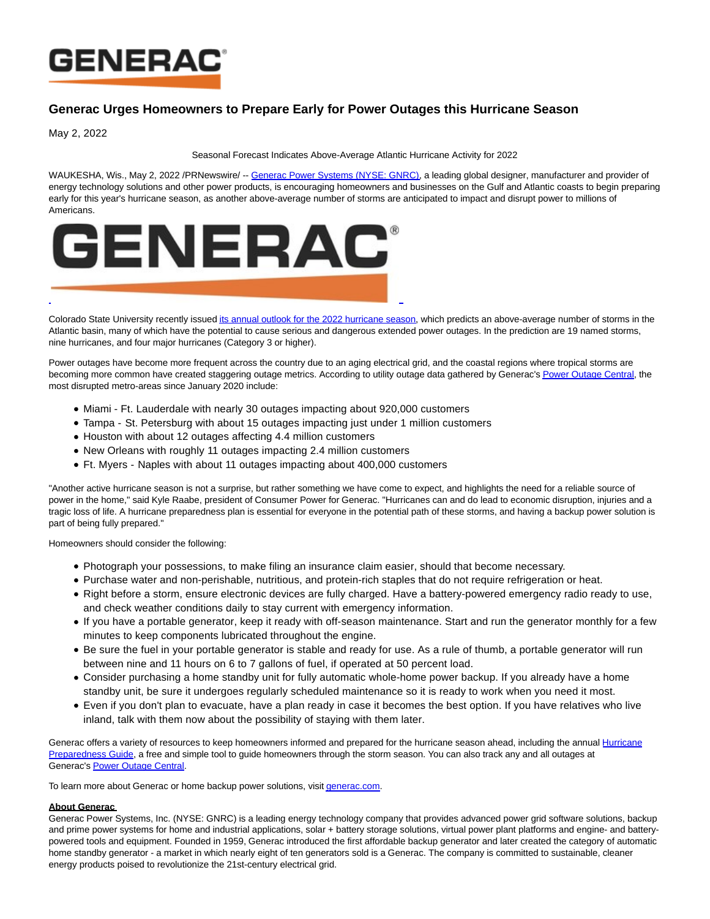# Generac Urges Homeowners to Prepare Early for Power Outages this Hurricane Season

May 2, 2022

Seasonal Forecast Indicates Above-Average Atlantic Hurricane Activity for 2022

WAUKESHA, Wis., May 2, 2022 /PRNewswire/ -- Generac Power Systems (NYSE: GNRC), a leading global designer, manufacturer and provider of energy technology solutions and other power products, is encouraging homeowners and businesses on the Gulf and Atlantic coasts to begin preparing early for this year's hurricane season, as another above-average number of storms are anticipated to impact and disrupt power to millions of Americans.

Colorado State University recently issued its annual outlook for the 2022 hurricane season, which predicts an above-average number of storms in the Atlantic basin, many of which have the potential to cause serious and dangerous extended power outages. In the prediction are 19 named storms, nine hurricanes, and four major hurricanes (Category 3 or higher).

Power outages have become more frequent across the country due to an aging electrical grid, and the coastal regions where tropical storms are becoming more common have created staggering outage metrics. According to utility outage data gathered by Generac's Power Outage Central, the most disrupted metro-areas since January 2020 include:

- Miami - Ft. Lauderdale with nearly 30 outages impacting about 920,000 customers
- Tampa - St. Petersburg with about 15 outages impacting just under 1 million customers
- Houston with about 12 outages affecting 4.4 million customers
- New Orleans with roughly 11 outages impacting 2.4 million customers
- Ft. Myers - Naples with about 11 outages impacting about 400,000 customers

"Another active hurricane season is not a surprise, but rather something we have come to expect, and highlights the need for a reliable source of power in the home," said Kyle Raabe, president of Consumer Power for Generac. "Hurricanes can and do lead to economic disruption, injuries and a tragic loss of life. A hurricane preparedness plan is essential for everyone in the potential path of these storms, and having a backup power solution is part of being fully prepared."

Homeowners should consider the following:

- Photograph your possessions, to make filing an insurance claim easier, should that become necessary.
- Purchase water and non-perishable, nutritious, and protein-rich staples that do not require refrigeration or heat.
- Right before a storm, ensure electronic devices are fully charged. Have a battery-powered emergency radio ready to use, and check weather conditions daily to stay current with emergency information.
- If you have a portable generator, keep it ready with off-season maintenance. Start and run the generator monthly for a few minutes to keep components lubricated throughout the engine.
- Be sure the fuel in your portable generator is stable and ready for use. As a rule of thumb, a portable generator will run between nine and 11 hours on 6 to 7 gallons of fuel, if operated at 50 percent load.
- Consider purchasing a home standby unit for fully automatic whole-home power backup. If you already have a home standby unit, be sure it undergoes regularly scheduled maintenance so it is ready to work when you need it most.
- Even if you don't plan to evacuate, have a plan ready in case it becomes the best option. If you have relatives who live inland, talk with them now about the possibility of staying with them later.

Generac offers a variety of resources to keep homeowners informed and prepared for the hurricane season ahead, including the annual Hurricane Preparedness Guide, a free and simple tool to guide homeowners through the storm season. You can also track any and all outages at Generac's Power Outage Central.

To learn more about Generac or home backup power solutions, visit generac.com.

**About Generac**

Generac Power Systems, Inc. (NYSE: GNRC) is a leading energy technology company that provides advanced power grid software solutions, backup and prime power systems for home and industrial applications, solar + battery storage solutions, virtual power plant platforms and engine- and battery-powered tools and equipment. Founded in 1959, Generac introduced the first affordable backup generator and later created the category of automatic home standby generator - a market in which nearly eight of ten generators sold is a Generac. The company is committed to sustainable, cleaner energy products poised to revolutionize the 21st-century electrical grid.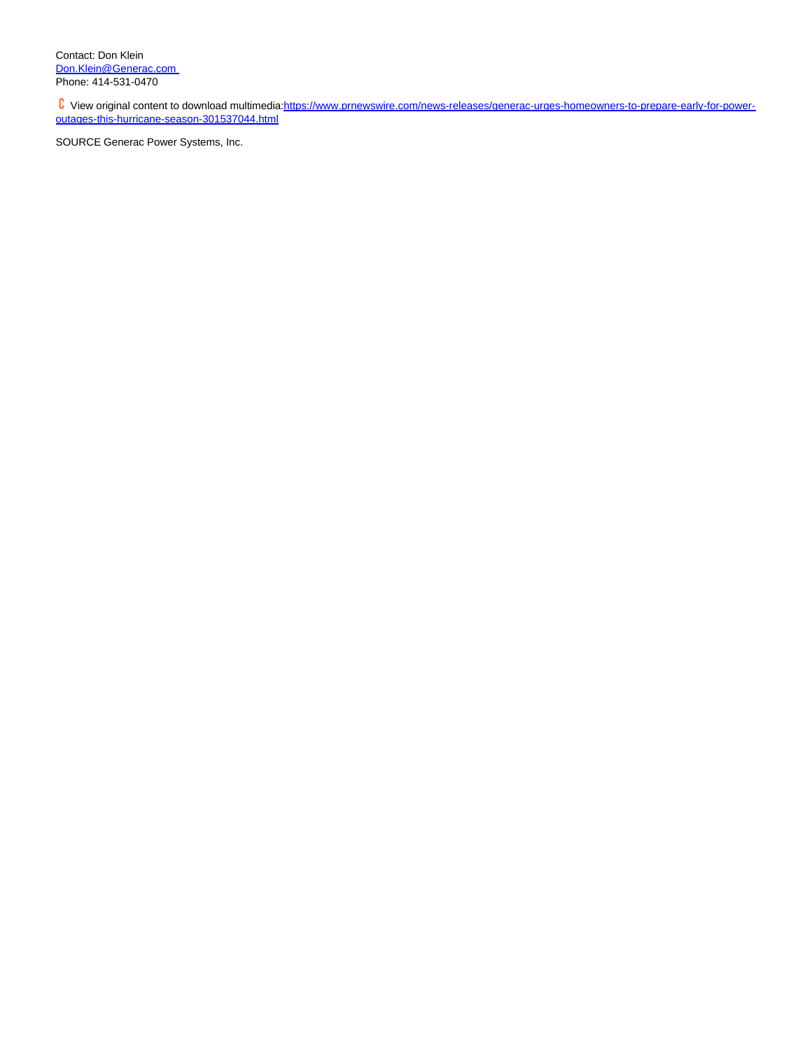Contact: Don Klein
Don.Klein@Generac.com
Phone: 414-531-0470

View original content to download multimedia:https://www.prnewswire.com/news-releases/generac-urges-homeowners-to-prepare-early-for-power-outages-this-hurricane-season-301537044.html

SOURCE Generac Power Systems, Inc.